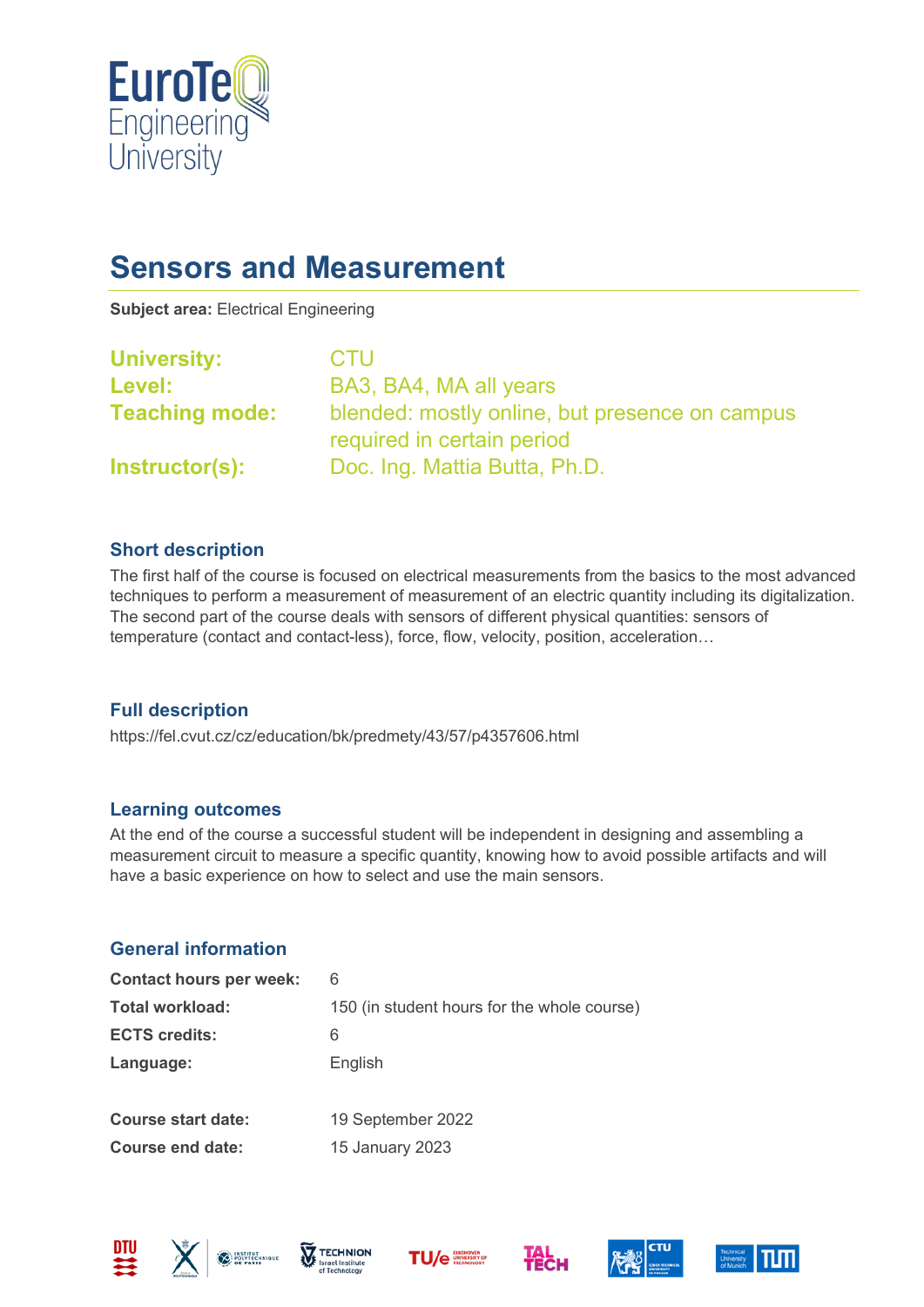# Sensors and Measurement

**Subject area:** Electrical Engineering

| | |
|---|---|
| **University:** | CTU |
| **Level:** | BA3, BA4, MA all years |
| **Teaching mode:** | blended: mostly online, but presence on campus required in certain period |
| **Instructor(s):** | Doc. Ing. Mattia Butta, Ph.D. |

### Short description

The first half of the course is focused on electrical measurements from the basics to the most advanced techniques to perform a measurement of measurement of an electric quantity including its digitalization. The second part of the course deals with sensors of different physical quantities: sensors of temperature (contact and contact-less), force, flow, velocity, position, acceleration…

### Full description

https://fel.cvut.cz/cz/education/bk/predmety/43/57/p4357606.html

### Learning outcomes

At the end of the course a successful student will be independent in designing and assembling a measurement circuit to measure a specific quantity, knowing how to avoid possible artifacts and will have a basic experience on how to select and use the main sensors.

### General information

| | |
|---|---|
| **Contact hours per week:** | 6 |
| **Total workload:** | 150 (in student hours for the whole course) |
| **ECTS credits:** | 6 |
| **Language:** | English |
| | |
| **Course start date:** | 19 September 2022 |
| **Course end date:** | 15 January 2023 |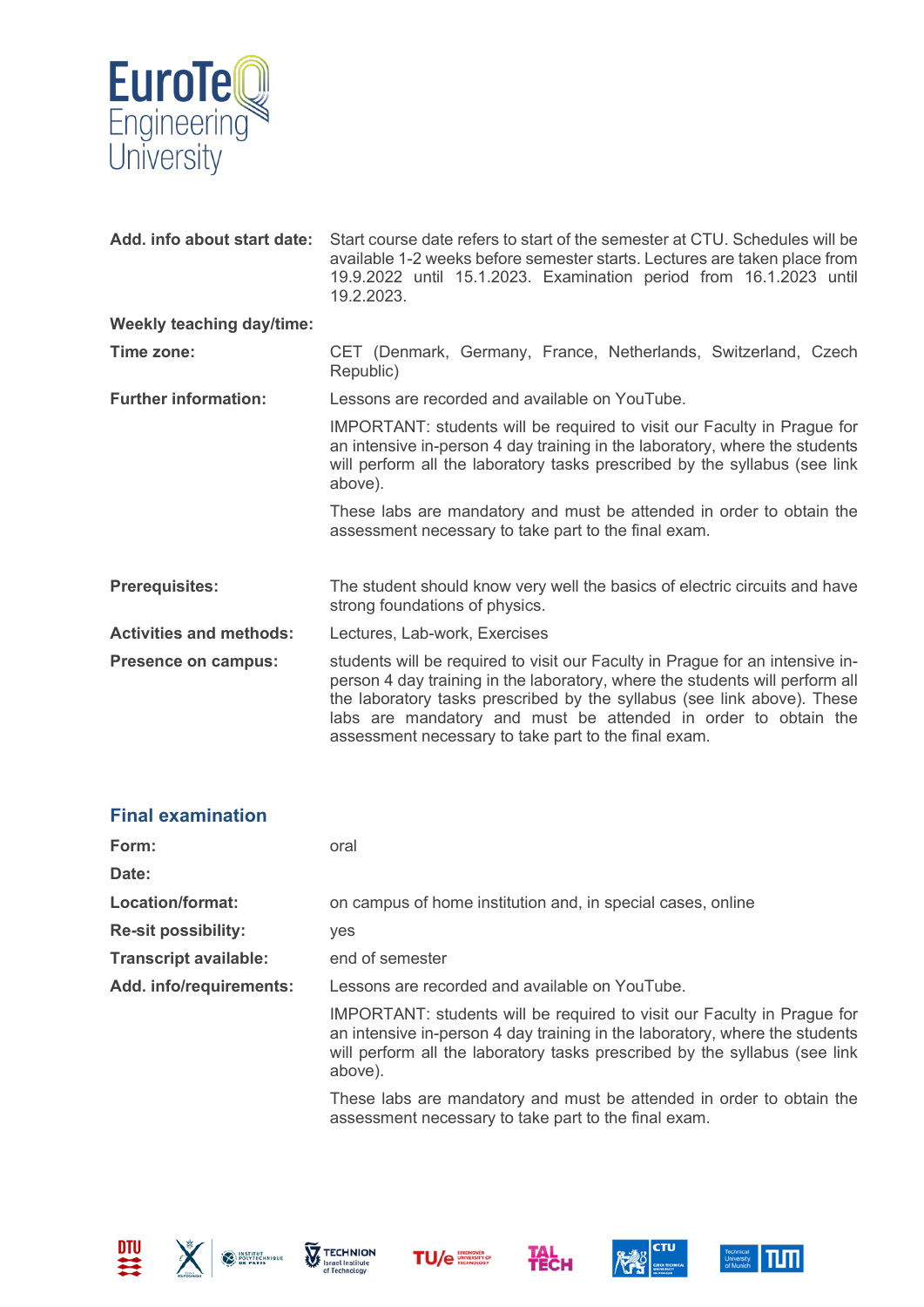| | |
|---|---|
| **Add. info about start date:** | Start course date refers to start of the semester at CTU. Schedules will be available 1-2 weeks before semester starts. Lectures are taken place from 19.9.2022 until 15.1.2023. Examination period from 16.1.2023 until 19.2.2023. |
| **Weekly teaching day/time:** | |
| **Time zone:** | CET (Denmark, Germany, France, Netherlands, Switzerland, Czech Republic) |
| **Further information:** | Lessons are recorded and available on YouTube.<br><br>IMPORTANT: students will be required to visit our Faculty in Prague for an intensive in-person 4 day training in the laboratory, where the students will perform all the laboratory tasks prescribed by the syllabus (see link above).<br><br>These labs are mandatory and must be attended in order to obtain the assessment necessary to take part to the final exam. |
| **Prerequisites:** | The student should know very well the basics of electric circuits and have strong foundations of physics. |
| **Activities and methods:** | Lectures, Lab-work, Exercises |
| **Presence on campus:** | students will be required to visit our Faculty in Prague for an intensive in-person 4 day training in the laboratory, where the students will perform all the laboratory tasks prescribed by the syllabus (see link above). These labs are mandatory and must be attended in order to obtain the assessment necessary to take part to the final exam. |

## Final examination

| | |
|---|---|
| **Form:** | oral |
| **Date:** | |
| **Location/format:** | on campus of home institution and, in special cases, online |
| **Re-sit possibility:** | yes |
| **Transcript available:** | end of semester |
| **Add. info/requirements:** | Lessons are recorded and available on YouTube.<br><br>IMPORTANT: students will be required to visit our Faculty in Prague for an intensive in-person 4 day training in the laboratory, where the students will perform all the laboratory tasks prescribed by the syllabus (see link above).<br><br>These labs are mandatory and must be attended in order to obtain the assessment necessary to take part to the final exam. |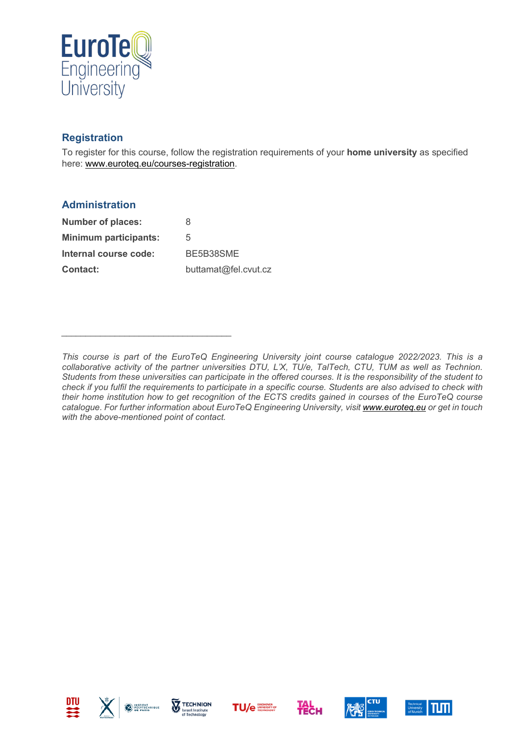## Registration

To register for this course, follow the registration requirements of your **home university** as specified here: www.euroteq.eu/courses-registration.

## Administration

| | |
|---|---|
| **Number of places:** | 8 |
| **Minimum participants:** | 5 |
| **Internal course code:** | BE5B38SME |
| **Contact:** | buttamat@fel.cvut.cz |

---

*This course is part of the EuroTeQ Engineering University joint course catalogue 2022/2023. This is a collaborative activity of the partner universities DTU, L'X, TU/e, TalTech, CTU, TUM as well as Technion. Students from these universities can participate in the offered courses. It is the responsibility of the student to check if you fulfil the requirements to participate in a specific course. Students are also advised to check with their home institution how to get recognition of the ECTS credits gained in courses of the EuroTeQ course catalogue. For further information about EuroTeQ Engineering University, visit www.euroteq.eu or get in touch with the above-mentioned point of contact.*